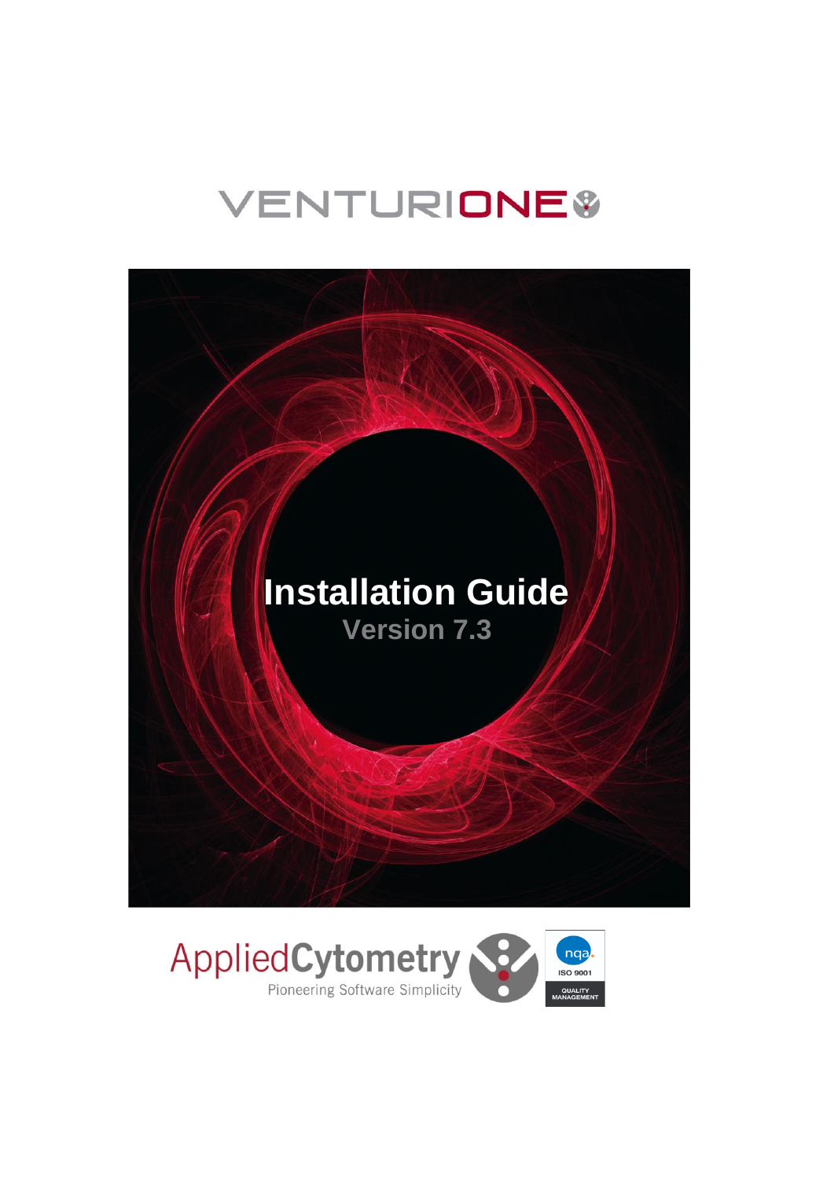# VENTURIONE

# Installation Guide

## Version 7.3

AppliedCytometry

Pioneering Software Simplicity

nqa ISO 9001 QUALITY MANAGEMENT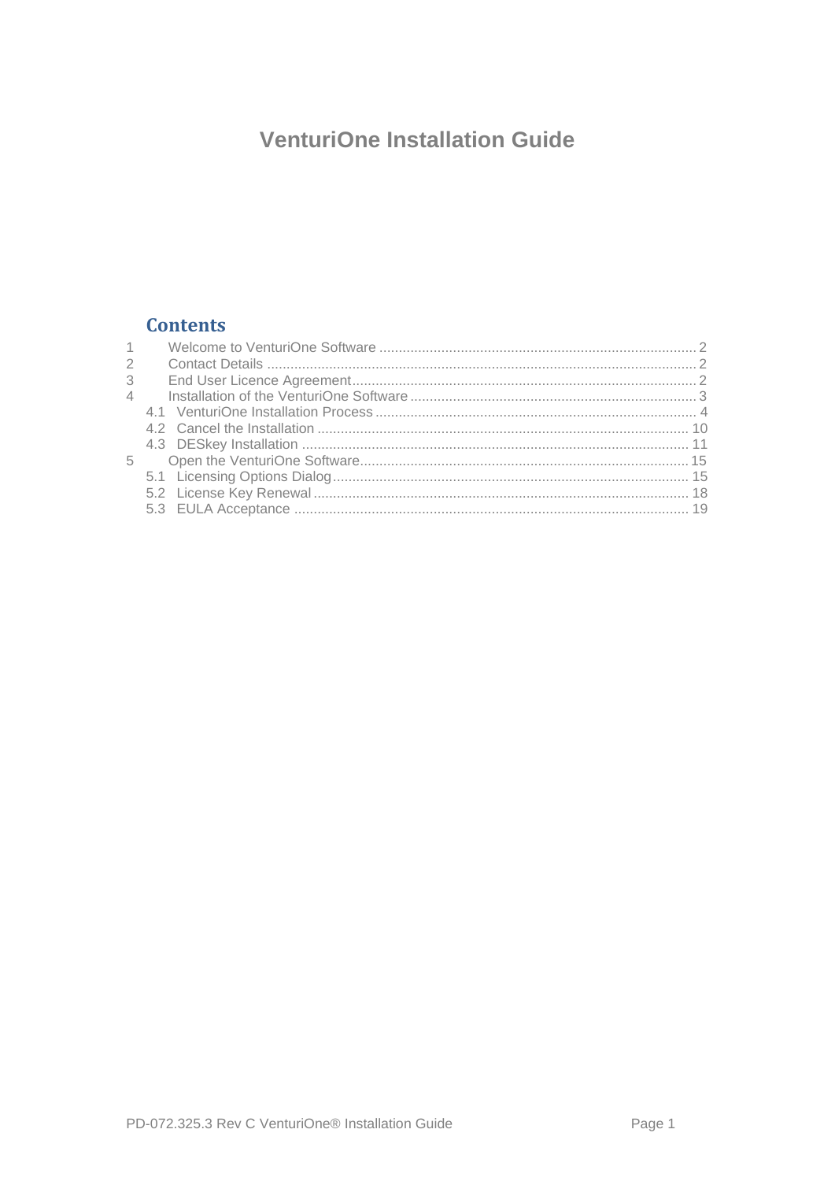# VenturiOne Installation Guide

## Contents

1 Welcome to VenturiOne Software ........ 2
2 Contact Details ........ 2
3 End User Licence Agreement ........ 2
4 Installation of the VenturiOne Software ........ 3
  4.1 VenturiOne Installation Process ........ 4
  4.2 Cancel the Installation ........ 10
  4.3 DESkey Installation ........ 11
5 Open the VenturiOne Software ........ 15
  5.1 Licensing Options Dialog ........ 15
  5.2 License Key Renewal ........ 18
  5.3 EULA Acceptance ........ 19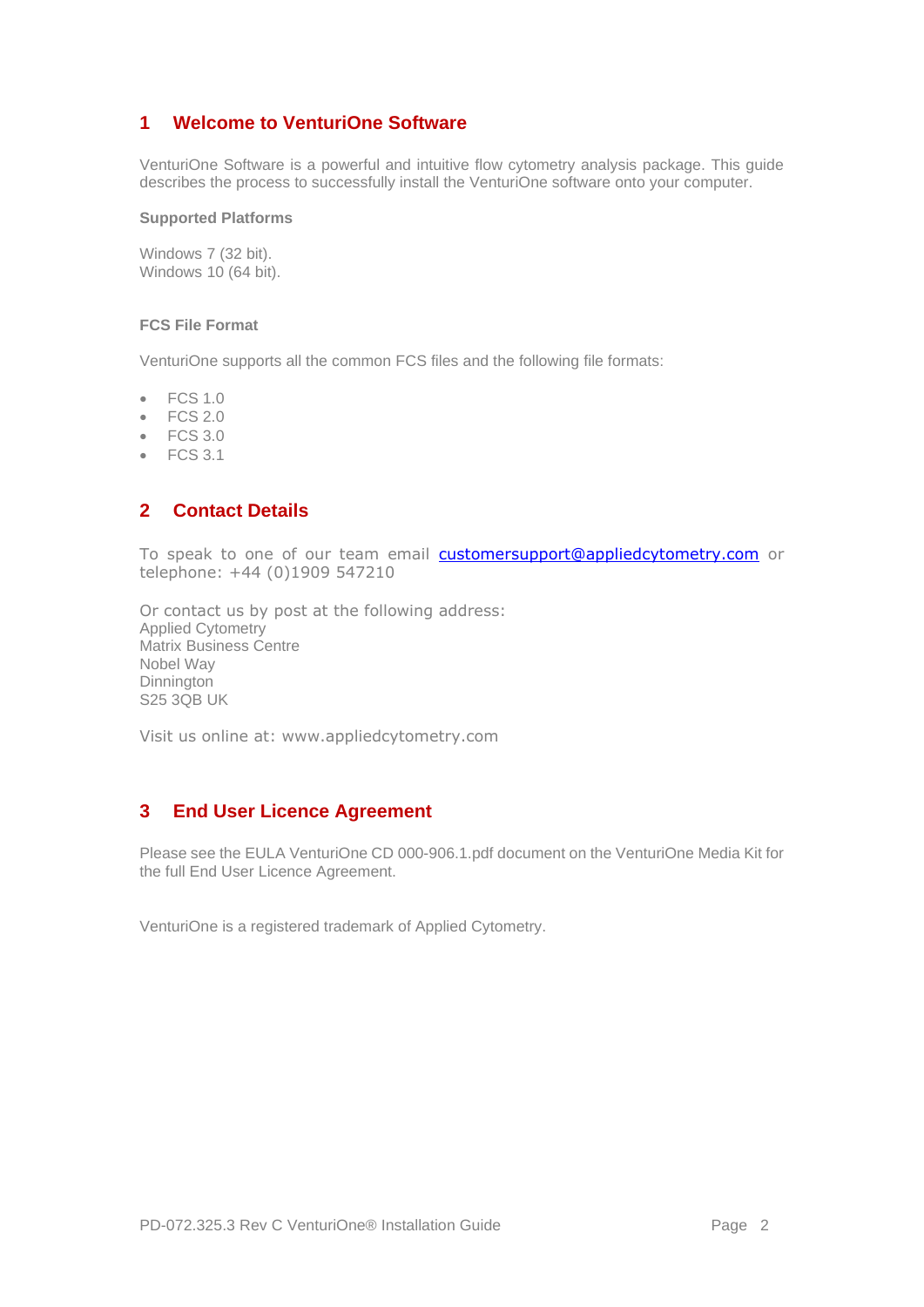# 1 Welcome to VenturiOne Software

VenturiOne Software is a powerful and intuitive flow cytometry analysis package. This guide describes the process to successfully install the VenturiOne software onto your computer.

**Supported Platforms**

Windows 7 (32 bit).
Windows 10 (64 bit).

**FCS File Format**

VenturiOne supports all the common FCS files and the following file formats:

- FCS 1.0
- FCS 2.0
- FCS 3.0
- FCS 3.1

# 2 Contact Details

To speak to one of our team email customersupport@appliedcytometry.com or telephone: +44 (0)1909 547210

Or contact us by post at the following address:
Applied Cytometry
Matrix Business Centre
Nobel Way
Dinnington
S25 3QB UK

Visit us online at: www.appliedcytometry.com

# 3 End User Licence Agreement

Please see the EULA VenturiOne CD 000-906.1.pdf document on the VenturiOne Media Kit for the full End User Licence Agreement.

VenturiOne is a registered trademark of Applied Cytometry.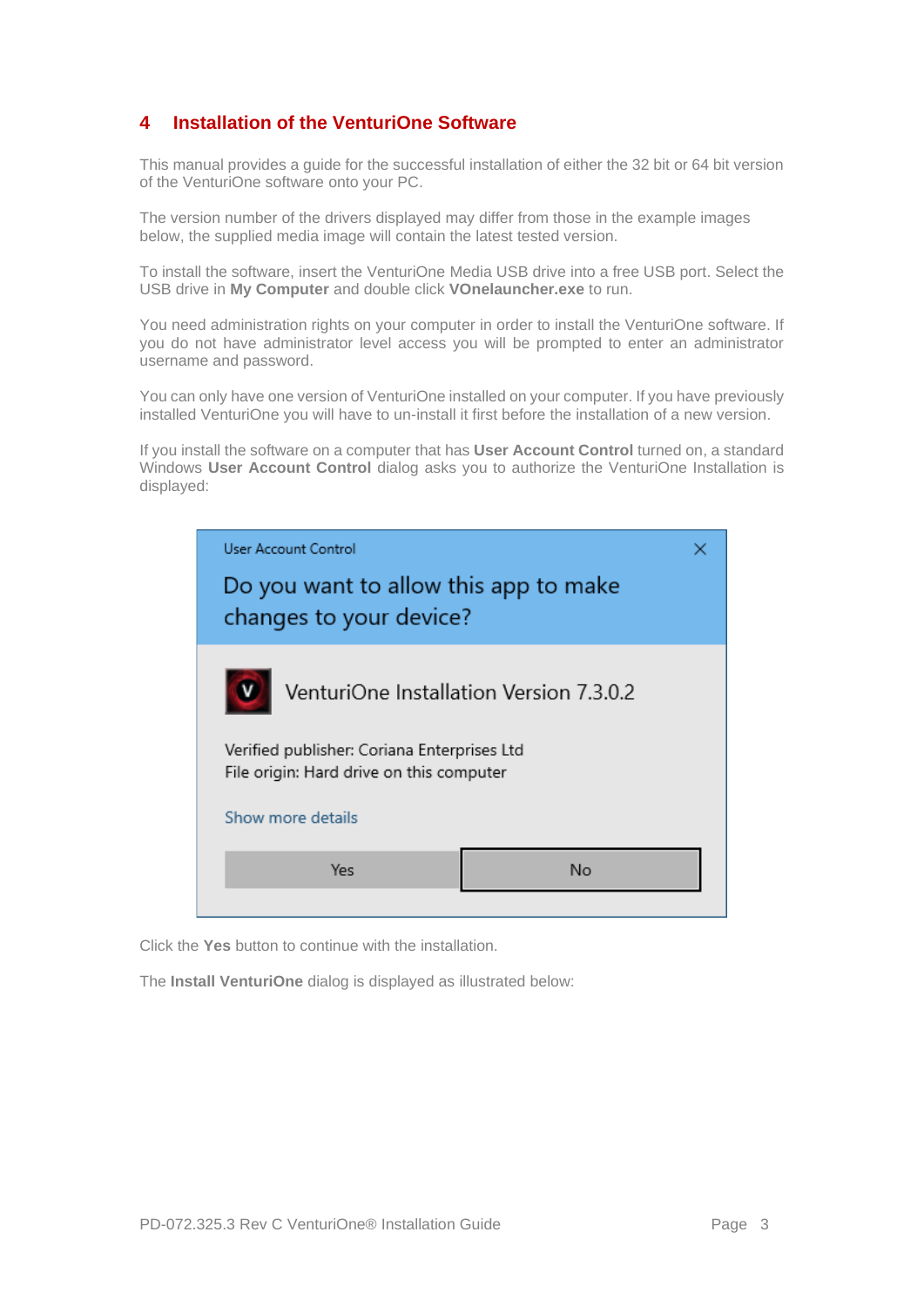# 4 Installation of the VenturiOne Software

This manual provides a guide for the successful installation of either the 32 bit or 64 bit version of the VenturiOne software onto your PC.

The version number of the drivers displayed may differ from those in the example images below, the supplied media image will contain the latest tested version.

To install the software, insert the VenturiOne Media USB drive into a free USB port. Select the USB drive in **My Computer** and double click **VOnelauncher.exe** to run.

You need administration rights on your computer in order to install the VenturiOne software. If you do not have administrator level access you will be prompted to enter an administrator username and password.

You can only have one version of VenturiOne installed on your computer. If you have previously installed VenturiOne you will have to un-install it first before the installation of a new version.

If you install the software on a computer that has **User Account Control** turned on, a standard Windows **User Account Control** dialog asks you to authorize the VenturiOne Installation is displayed:

User Account Control

Do you want to allow this app to make changes to your device?

VenturiOne Installation Version 7.3.0.2

Verified publisher: Coriana Enterprises Ltd
File origin: Hard drive on this computer

Show more details

Yes | No

Click the **Yes** button to continue with the installation.

The **Install VenturiOne** dialog is displayed as illustrated below: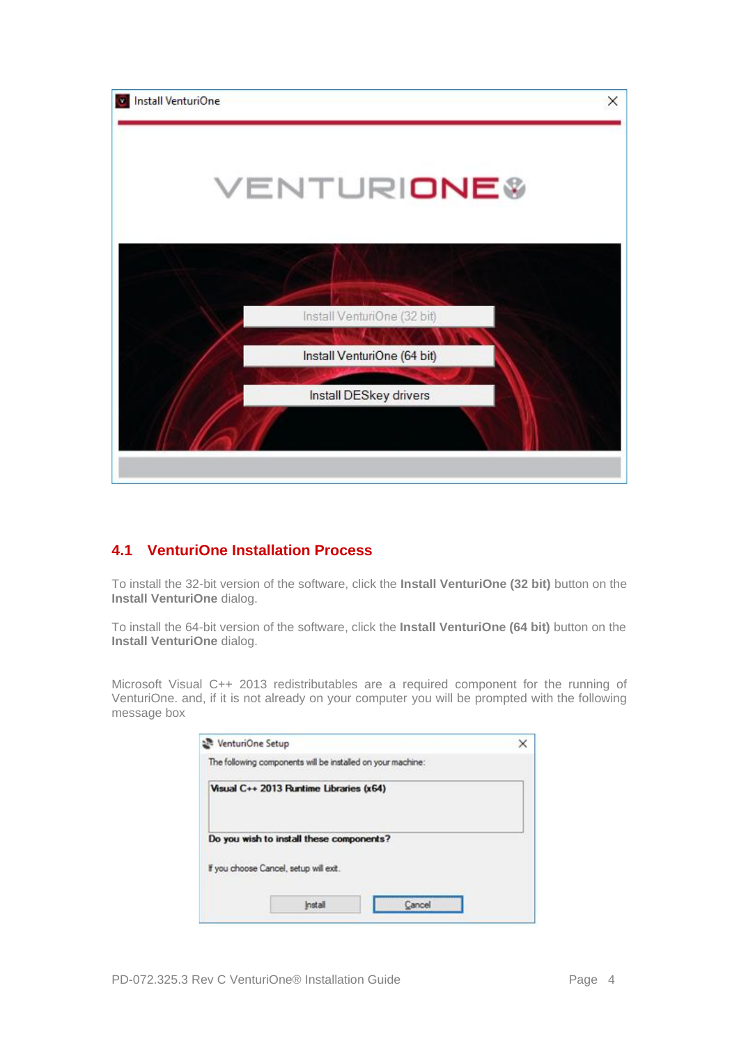## 4.1 VenturiOne Installation Process

To install the 32-bit version of the software, click the **Install VenturiOne (32 bit)** button on the **Install VenturiOne** dialog.

To install the 64-bit version of the software, click the **Install VenturiOne (64 bit)** button on the **Install VenturiOne** dialog.

Microsoft Visual C++ 2013 redistributables are a required component for the running of VenturiOne. and, if it is not already on your computer you will be prompted with the following message box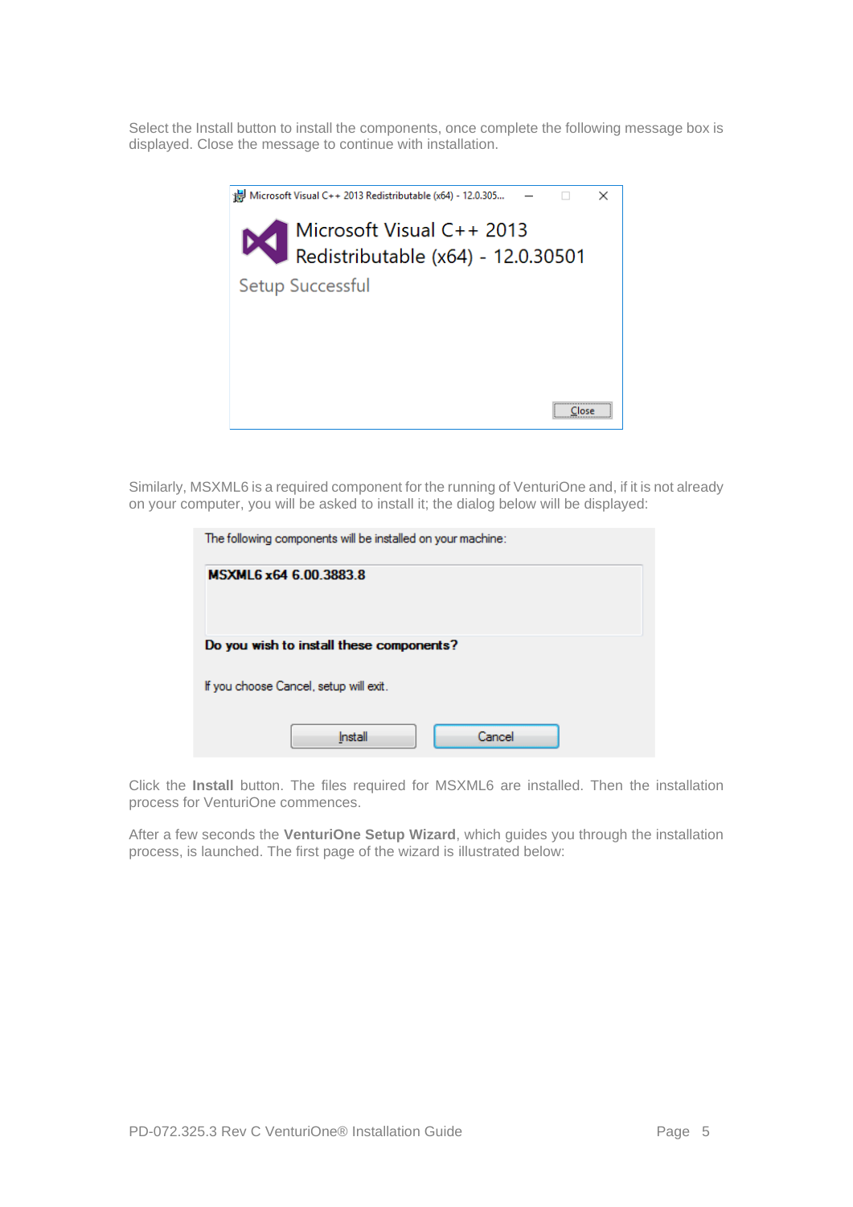Select the Install button to install the components, once complete the following message box is displayed. Close the message to continue with installation.

Similarly, MSXML6 is a required component for the running of VenturiOne and, if it is not already on your computer, you will be asked to install it; the dialog below will be displayed:

Click the **Install** button. The files required for MSXML6 are installed. Then the installation process for VenturiOne commences.

After a few seconds the **VenturiOne Setup Wizard**, which guides you through the installation process, is launched. The first page of the wizard is illustrated below: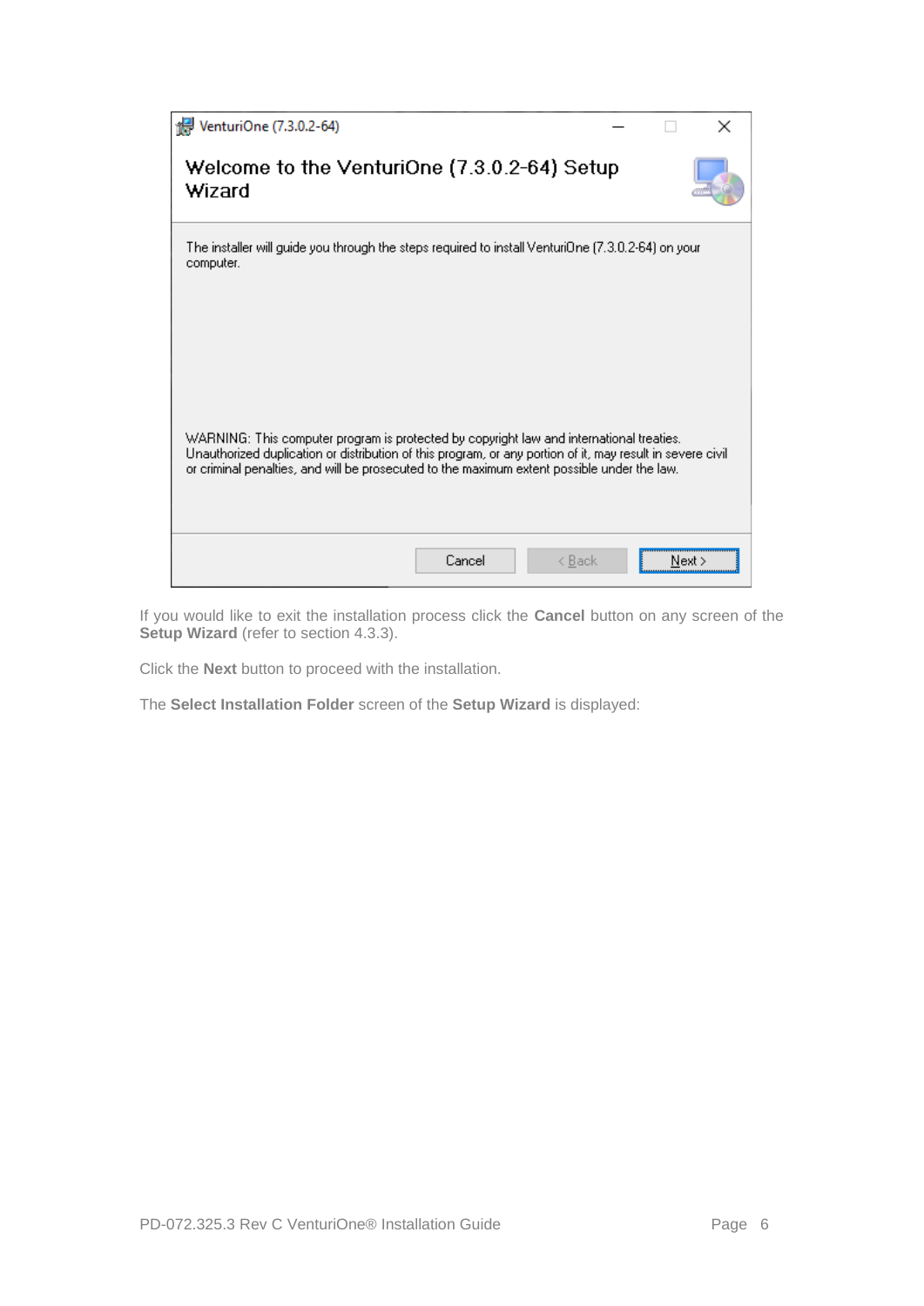If you would like to exit the installation process click the **Cancel** button on any screen of the **Setup Wizard** (refer to section 4.3.3).

Click the **Next** button to proceed with the installation.

The **Select Installation Folder** screen of the **Setup Wizard** is displayed: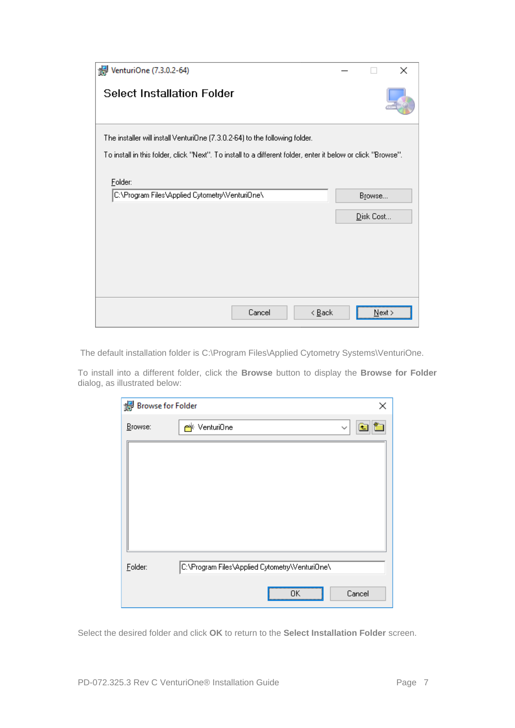The default installation folder is C:\Program Files\Applied Cytometry Systems\VenturiOne.

To install into a different folder, click the **Browse** button to display the **Browse for Folder** dialog, as illustrated below:

Select the desired folder and click **OK** to return to the **Select Installation Folder** screen.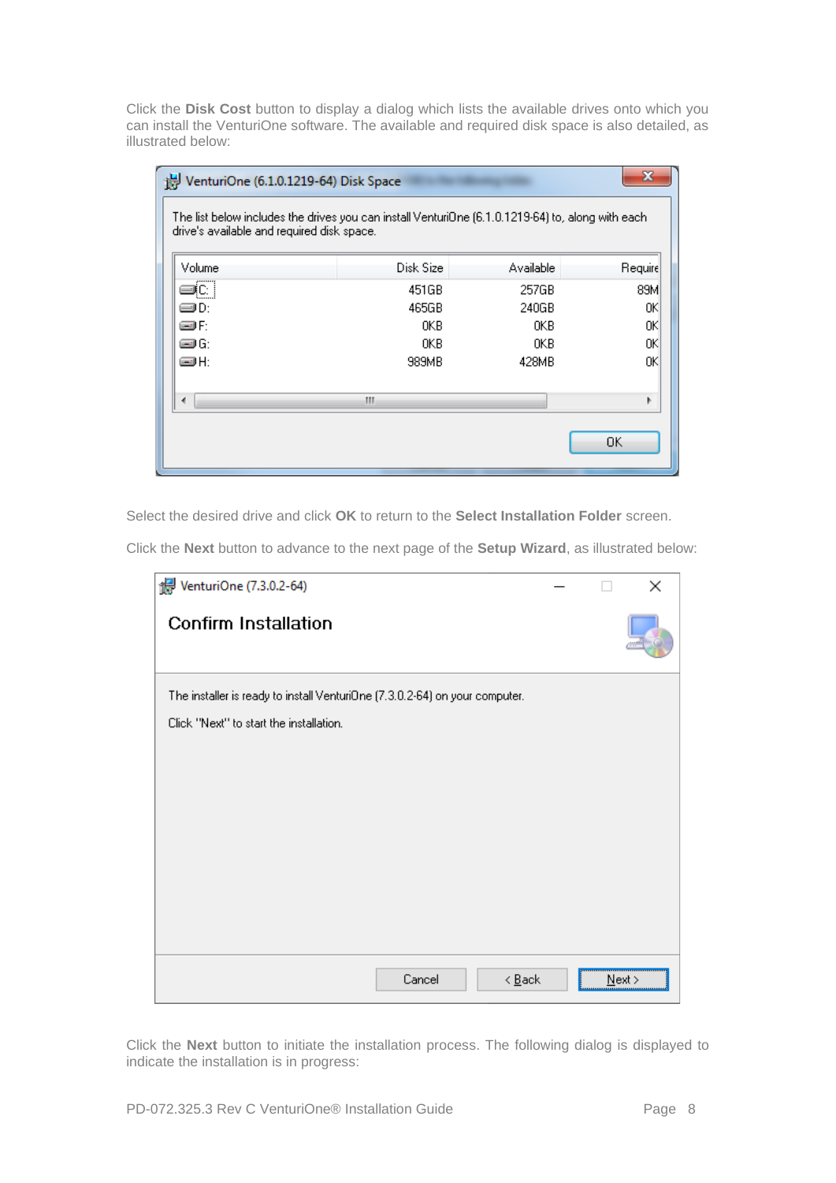Click the **Disk Cost** button to display a dialog which lists the available drives onto which you can install the VenturiOne software. The available and required disk space is also detailed, as illustrated below:

Select the desired drive and click **OK** to return to the **Select Installation Folder** screen.

Click the **Next** button to advance to the next page of the **Setup Wizard**, as illustrated below:

Click the **Next** button to initiate the installation process. The following dialog is displayed to indicate the installation is in progress: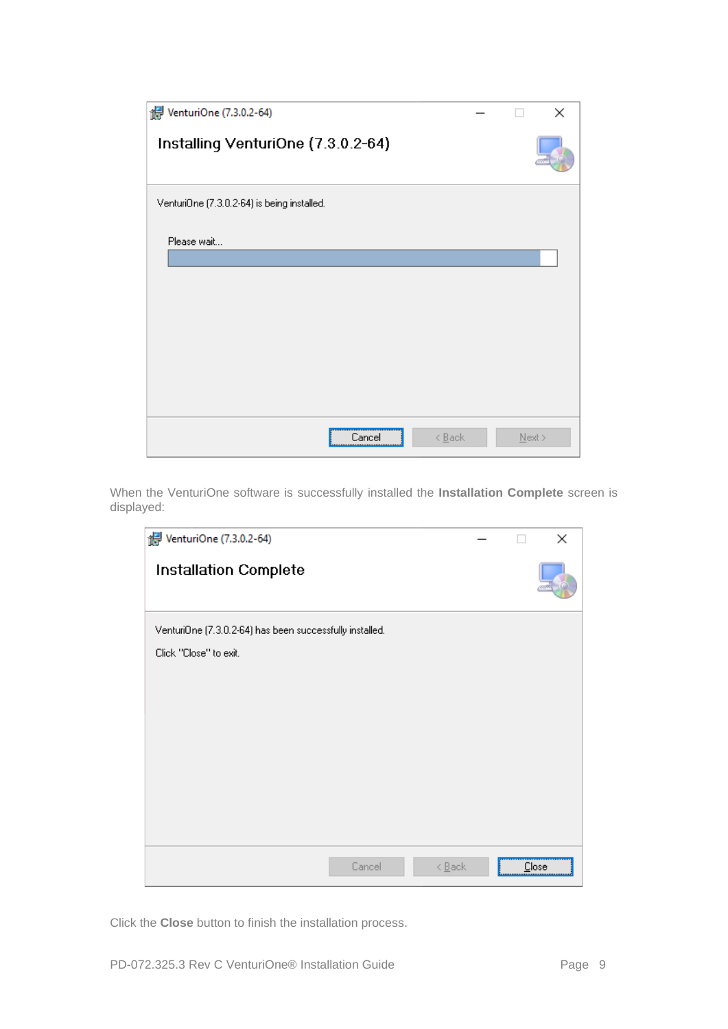When the VenturiOne software is successfully installed the **Installation Complete** screen is displayed:

Click the **Close** button to finish the installation process.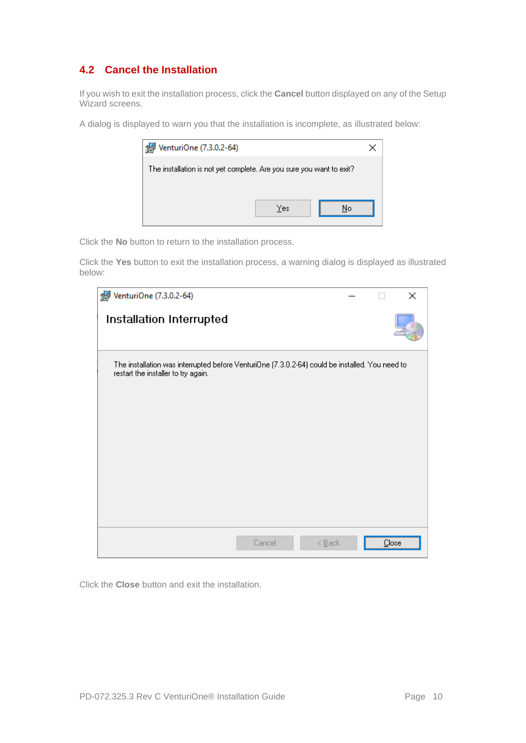## 4.2 Cancel the Installation

If you wish to exit the installation process, click the **Cancel** button displayed on any of the Setup Wizard screens.

A dialog is displayed to warn you that the installation is incomplete, as illustrated below:

Click the **No** button to return to the installation process.

Click the **Yes** button to exit the installation process, a warning dialog is displayed as illustrated below:

Click the **Close** button and exit the installation.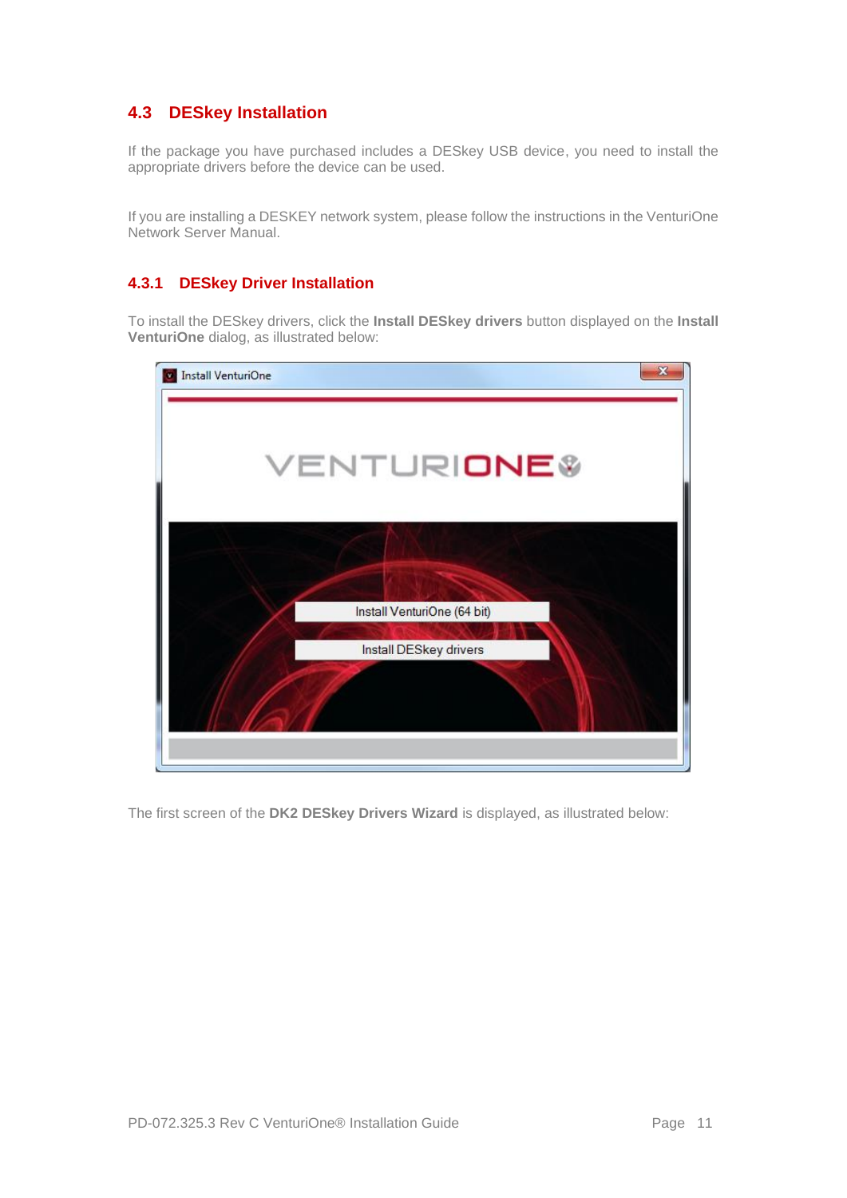## 4.3 DESkey Installation

If the package you have purchased includes a DESkey USB device, you need to install the appropriate drivers before the device can be used.

If you are installing a DESKEY network system, please follow the instructions in the VenturiOne Network Server Manual.

### 4.3.1 DESkey Driver Installation

To install the DESkey drivers, click the **Install DESkey drivers** button displayed on the **Install VenturiOne** dialog, as illustrated below:

The first screen of the **DK2 DESkey Drivers Wizard** is displayed, as illustrated below: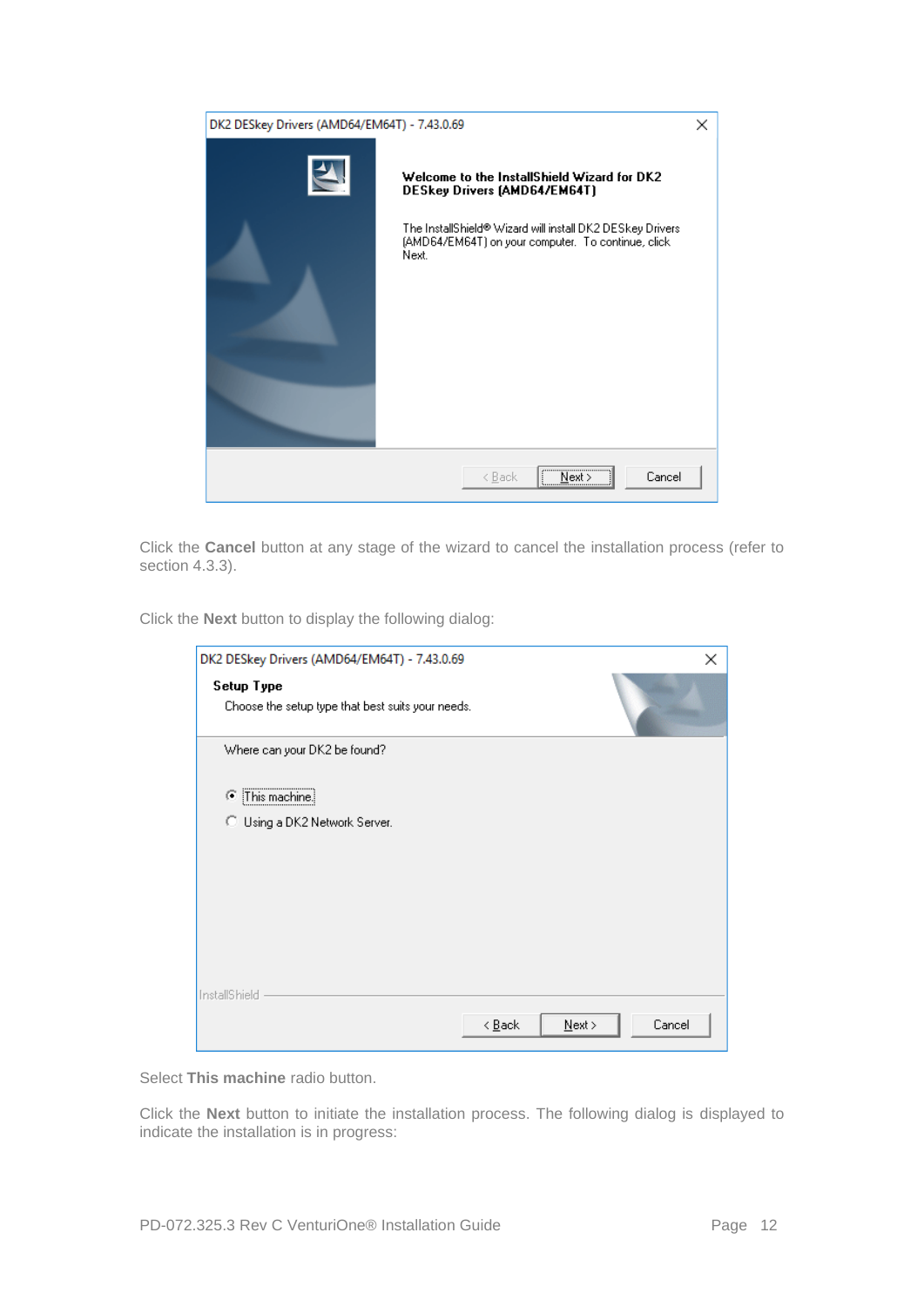Click the **Cancel** button at any stage of the wizard to cancel the installation process (refer to section 4.3.3).

Click the **Next** button to display the following dialog:

Select **This machine** radio button.

Click the **Next** button to initiate the installation process. The following dialog is displayed to indicate the installation is in progress: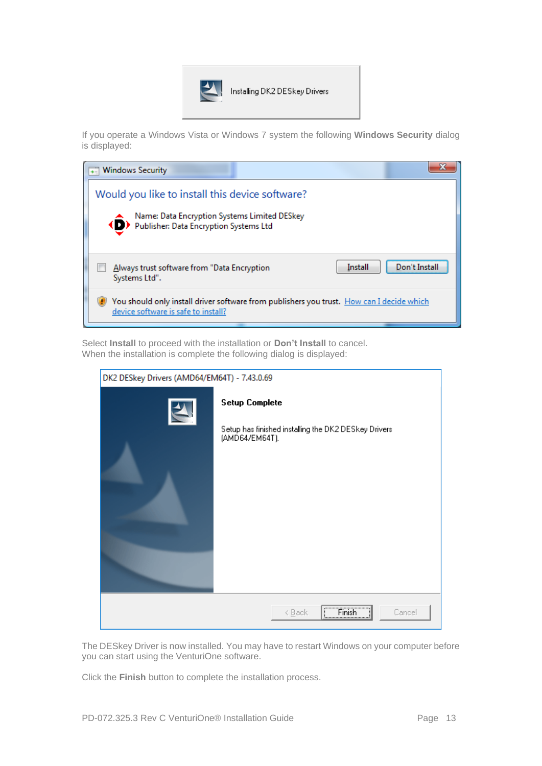If you operate a Windows Vista or Windows 7 system the following **Windows Security** dialog is displayed:

Select **Install** to proceed with the installation or **Don't Install** to cancel.
When the installation is complete the following dialog is displayed:

The DESkey Driver is now installed. You may have to restart Windows on your computer before you can start using the VenturiOne software.

Click the **Finish** button to complete the installation process.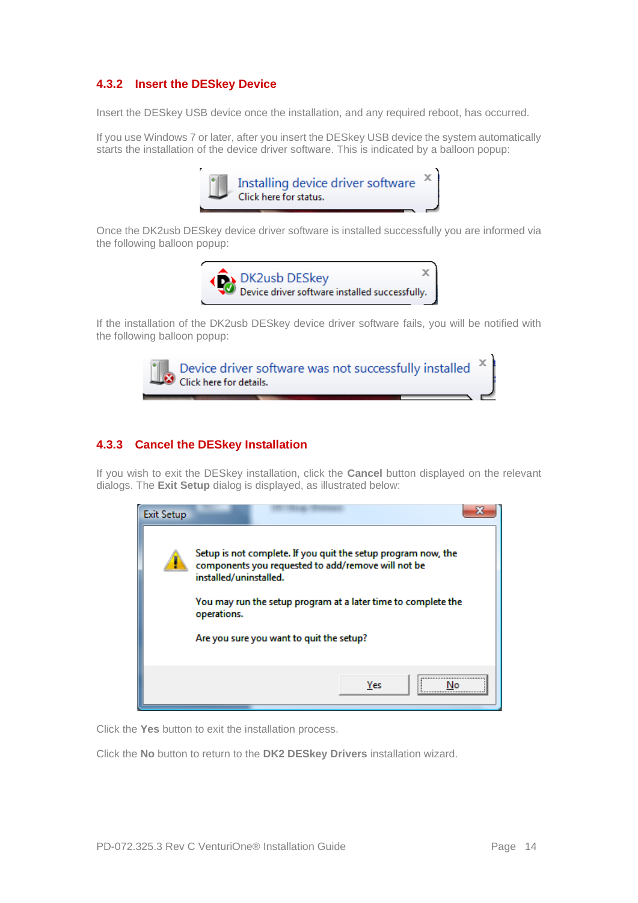### 4.3.2 Insert the DESkey Device

Insert the DESkey USB device once the installation, and any required reboot, has occurred.

If you use Windows 7 or later, after you insert the DESkey USB device the system automatically starts the installation of the device driver software. This is indicated by a balloon popup:

Once the DK2usb DESkey device driver software is installed successfully you are informed via the following balloon popup:

If the installation of the DK2usb DESkey device driver software fails, you will be notified with the following balloon popup:

### 4.3.3 Cancel the DESkey Installation

If you wish to exit the DESkey installation, click the **Cancel** button displayed on the relevant dialogs. The **Exit Setup** dialog is displayed, as illustrated below:

Click the **Yes** button to exit the installation process.

Click the **No** button to return to the **DK2 DESkey Drivers** installation wizard.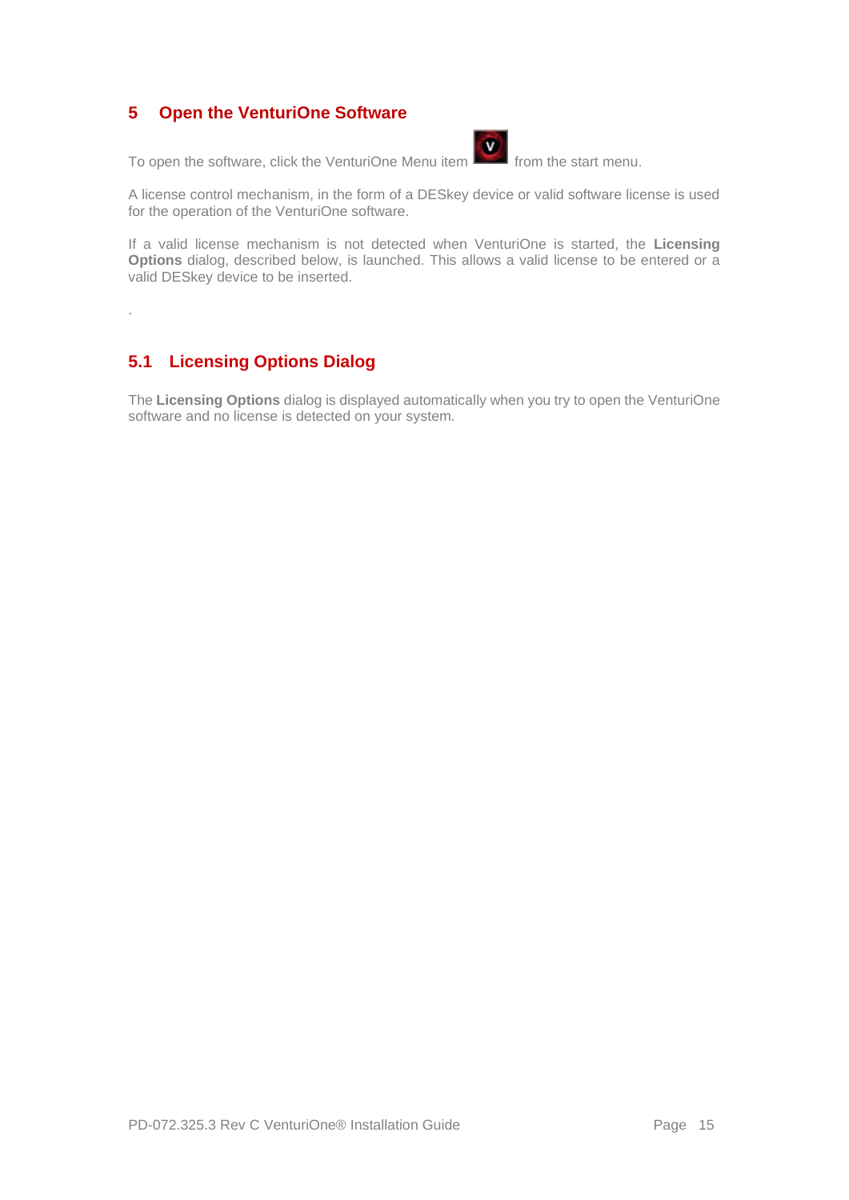# 5 Open the VenturiOne Software

To open the software, click the VenturiOne Menu item from the start menu.

A license control mechanism, in the form of a DESkey device or valid software license is used for the operation of the VenturiOne software.

If a valid license mechanism is not detected when VenturiOne is started, the **Licensing Options** dialog, described below, is launched. This allows a valid license to be entered or a valid DESkey device to be inserted.

.

## 5.1 Licensing Options Dialog

The **Licensing Options** dialog is displayed automatically when you try to open the VenturiOne software and no license is detected on your system.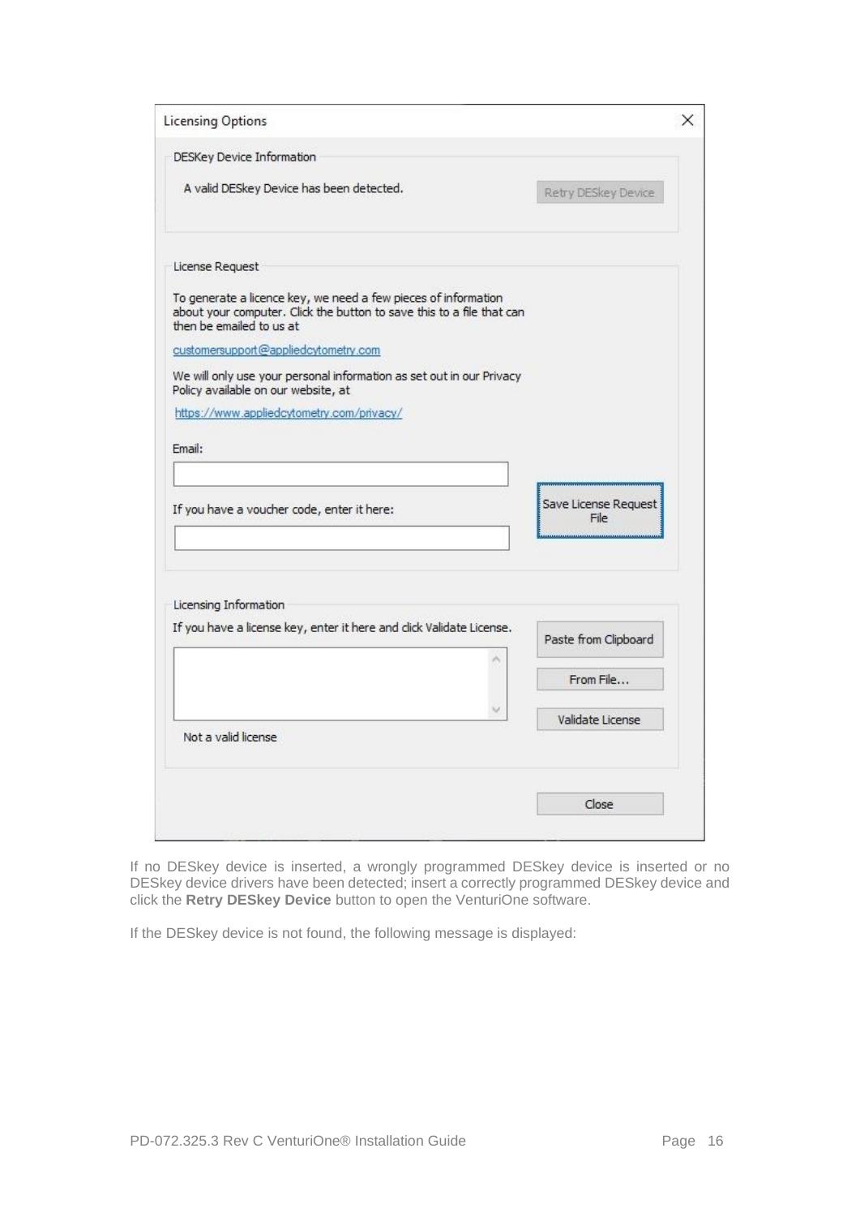Licensing Options

DESKey Device Information

A valid DESkey Device has been detected.

Retry DESkey Device

License Request

To generate a licence key, we need a few pieces of information about your computer. Click the button to save this to a file that can then be emailed to us at

customersupport@appliedcytometry.com

We will only use your personal information as set out in our Privacy Policy available on our website, at

https://www.appliedcytometry.com/privacy/

Email:

If you have a voucher code, enter it here:

Save License Request File

Licensing Information

If you have a license key, enter it here and click Validate License.

Paste from Clipboard

From File...

Validate License

Not a valid license

Close

If no DESkey device is inserted, a wrongly programmed DESkey device is inserted or no DESkey device drivers have been detected; insert a correctly programmed DESkey device and click the **Retry DESkey Device** button to open the VenturiOne software.

If the DESkey device is not found, the following message is displayed: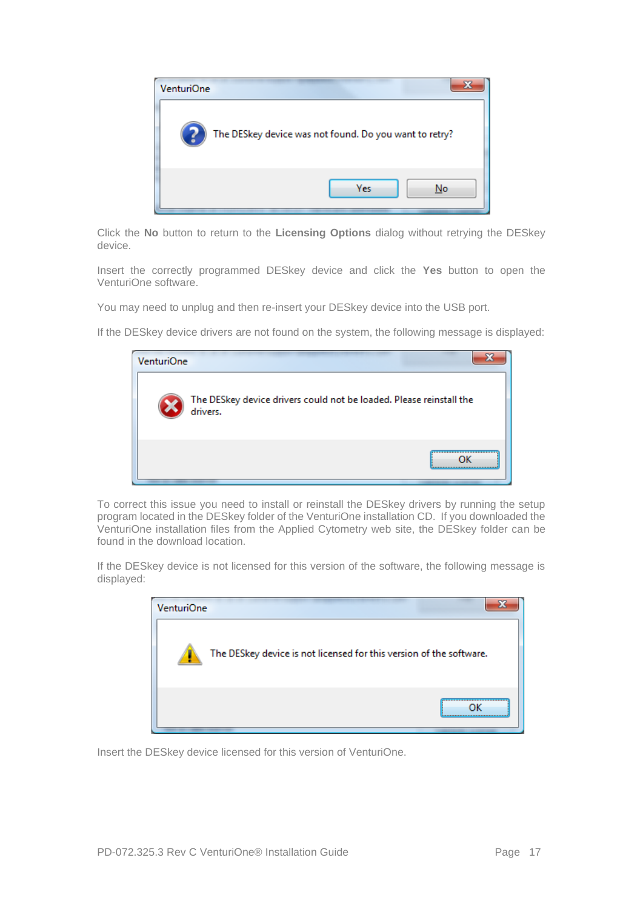Click the **No** button to return to the **Licensing Options** dialog without retrying the DESkey device.

Insert the correctly programmed DESkey device and click the **Yes** button to open the VenturiOne software.

You may need to unplug and then re-insert your DESkey device into the USB port.

If the DESkey device drivers are not found on the system, the following message is displayed:

To correct this issue you need to install or reinstall the DESkey drivers by running the setup program located in the DESkey folder of the VenturiOne installation CD. If you downloaded the VenturiOne installation files from the Applied Cytometry web site, the DESkey folder can be found in the download location.

If the DESkey device is not licensed for this version of the software, the following message is displayed:

Insert the DESkey device licensed for this version of VenturiOne.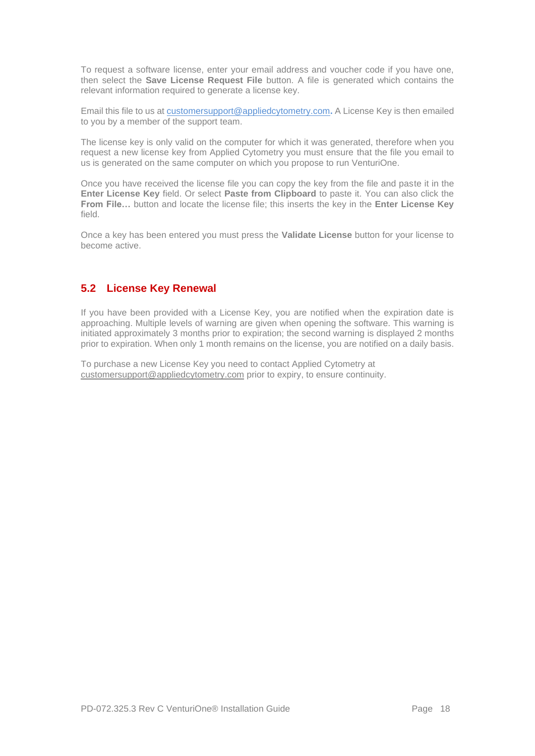To request a software license, enter your email address and voucher code if you have one, then select the **Save License Request File** button. A file is generated which contains the relevant information required to generate a license key.

Email this file to us at customersupport@appliedcytometry.com**.** A License Key is then emailed to you by a member of the support team.

The license key is only valid on the computer for which it was generated, therefore when you request a new license key from Applied Cytometry you must ensure that the file you email to us is generated on the same computer on which you propose to run VenturiOne.

Once you have received the license file you can copy the key from the file and paste it in the **Enter License Key** field. Or select **Paste from Clipboard** to paste it. You can also click the **From File…** button and locate the license file; this inserts the key in the **Enter License Key** field.

Once a key has been entered you must press the **Validate License** button for your license to become active.

## 5.2 License Key Renewal

If you have been provided with a License Key, you are notified when the expiration date is approaching. Multiple levels of warning are given when opening the software. This warning is initiated approximately 3 months prior to expiration; the second warning is displayed 2 months prior to expiration. When only 1 month remains on the license, you are notified on a daily basis.

To purchase a new License Key you need to contact Applied Cytometry at customersupport@appliedcytometry.com prior to expiry, to ensure continuity.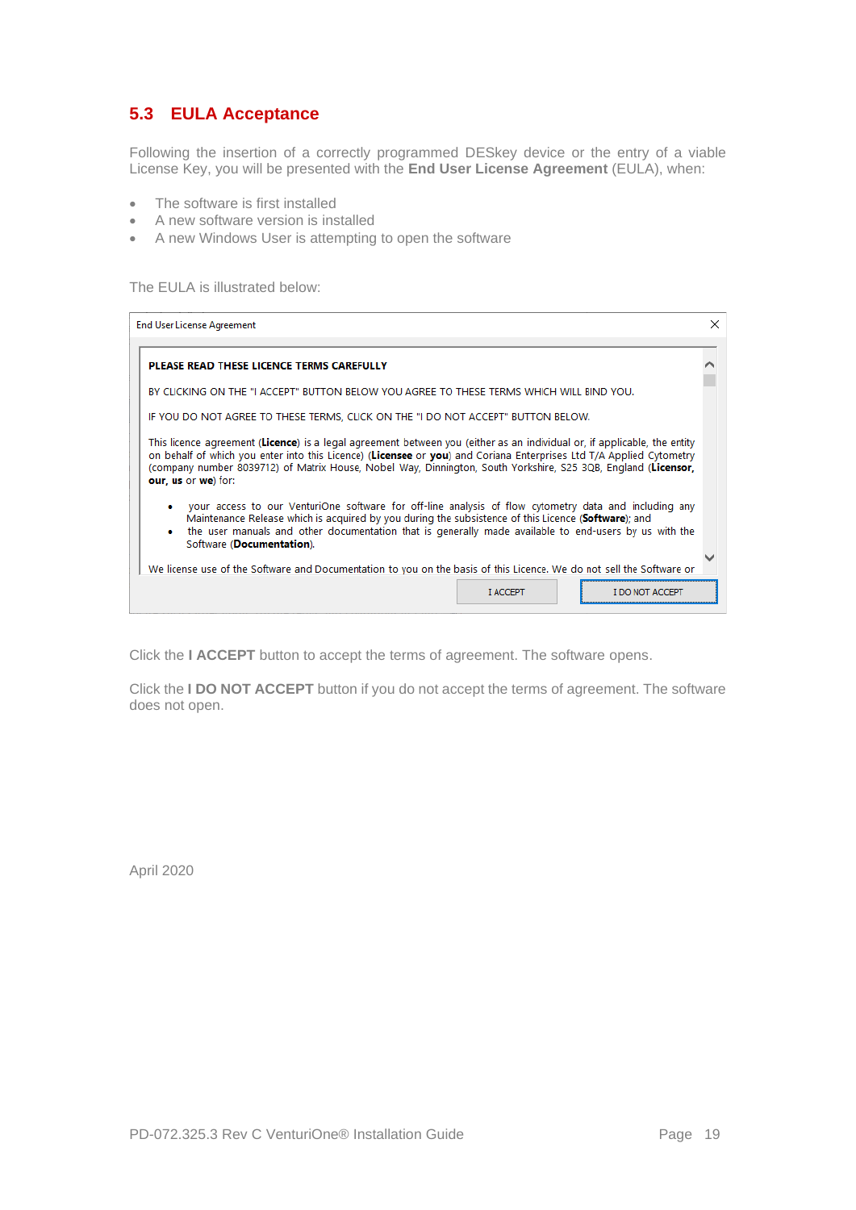## 5.3 EULA Acceptance

Following the insertion of a correctly programmed DESkey device or the entry of a viable License Key, you will be presented with the **End User License Agreement** (EULA), when:

- The software is first installed
- A new software version is installed
- A new Windows User is attempting to open the software

The EULA is illustrated below:

End User License Agreement

**PLEASE READ THESE LICENCE TERMS CAREFULLY**

BY CLICKING ON THE "I ACCEPT" BUTTON BELOW YOU AGREE TO THESE TERMS WHICH WILL BIND YOU.

IF YOU DO NOT AGREE TO THESE TERMS, CLICK ON THE "I DO NOT ACCEPT" BUTTON BELOW.

This licence agreement (**Licence**) is a legal agreement between you (either as an individual or, if applicable, the entity on behalf of which you enter into this Licence) (**Licensee** or **you**) and Coriana Enterprises Ltd T/A Applied Cytometry (company number 8039712) of Matrix House, Nobel Way, Dinnington, South Yorkshire, S25 3QB, England (**Licensor, our, us** or **we**) for:

- your access to our VenturiOne software for off-line analysis of flow cytometry data and including any Maintenance Release which is acquired by you during the subsistence of this Licence (**Software**); and
- the user manuals and other documentation that is generally made available to end-users by us with the Software (**Documentation**).

We license use of the Software and Documentation to you on the basis of this Licence. We do not sell the Software or

I ACCEPT | I DO NOT ACCEPT

Click the **I ACCEPT** button to accept the terms of agreement. The software opens.

Click the **I DO NOT ACCEPT** button if you do not accept the terms of agreement. The software does not open.

April 2020